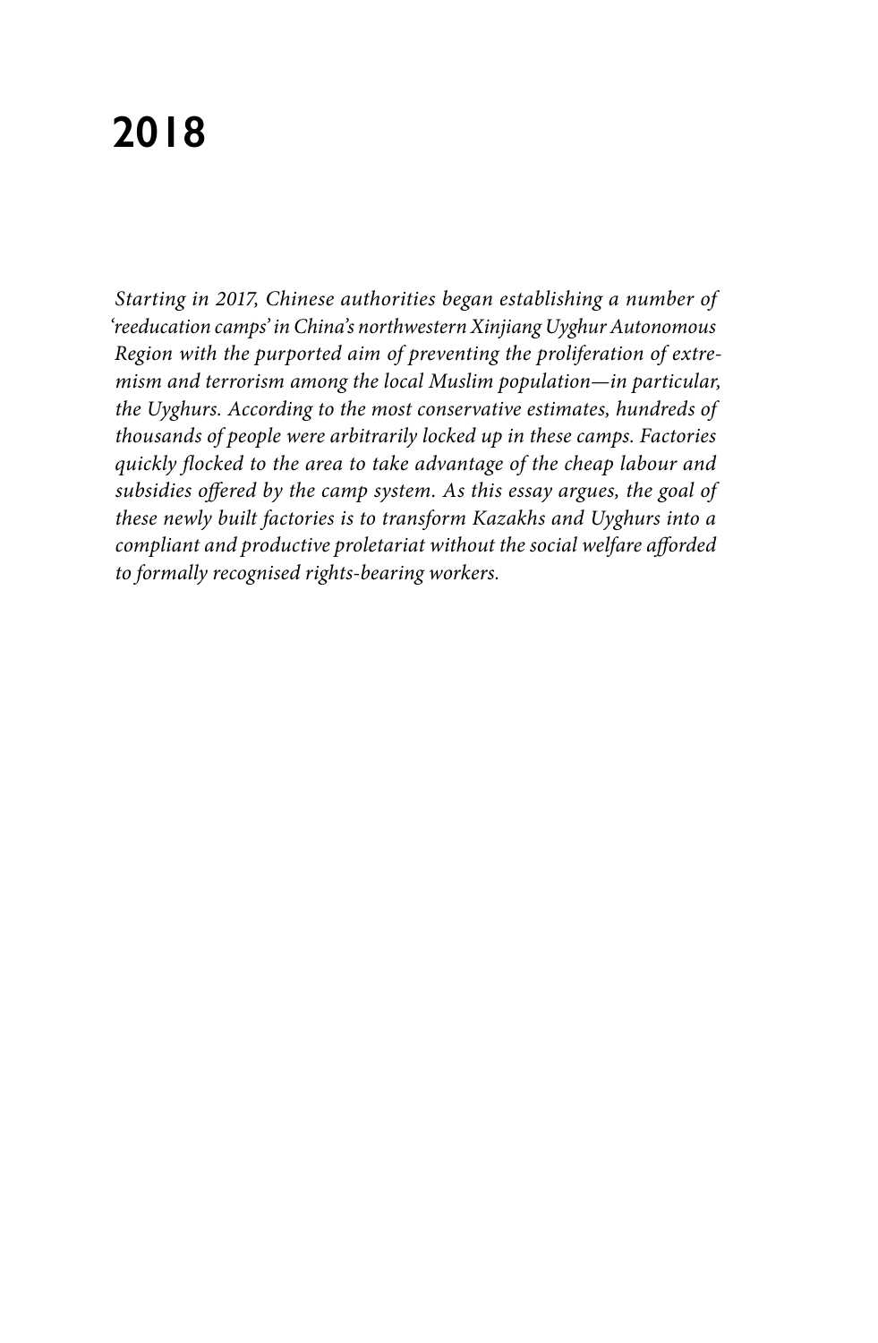# 2018

*Starting in 2017, Chinese authorities began establishing a number of 'reeducation camps' in China's northwestern Xinjiang Uyghur Autonomous Region with the purported aim of preventing the proliferation of extremism and terrorism among the local Muslim population—in particular, the Uyghurs. According to the most conservative estimates, hundreds of thousands of people were arbitrarily locked up in these camps. Factories quickly flocked to the area to take advantage of the cheap labour and subsidies offered by the camp system. As this essay argues, the goal of these newly built factories is to transform Kazakhs and Uyghurs into a compliant and productive proletariat without the social welfare afforded to formally recognised rights-bearing workers.*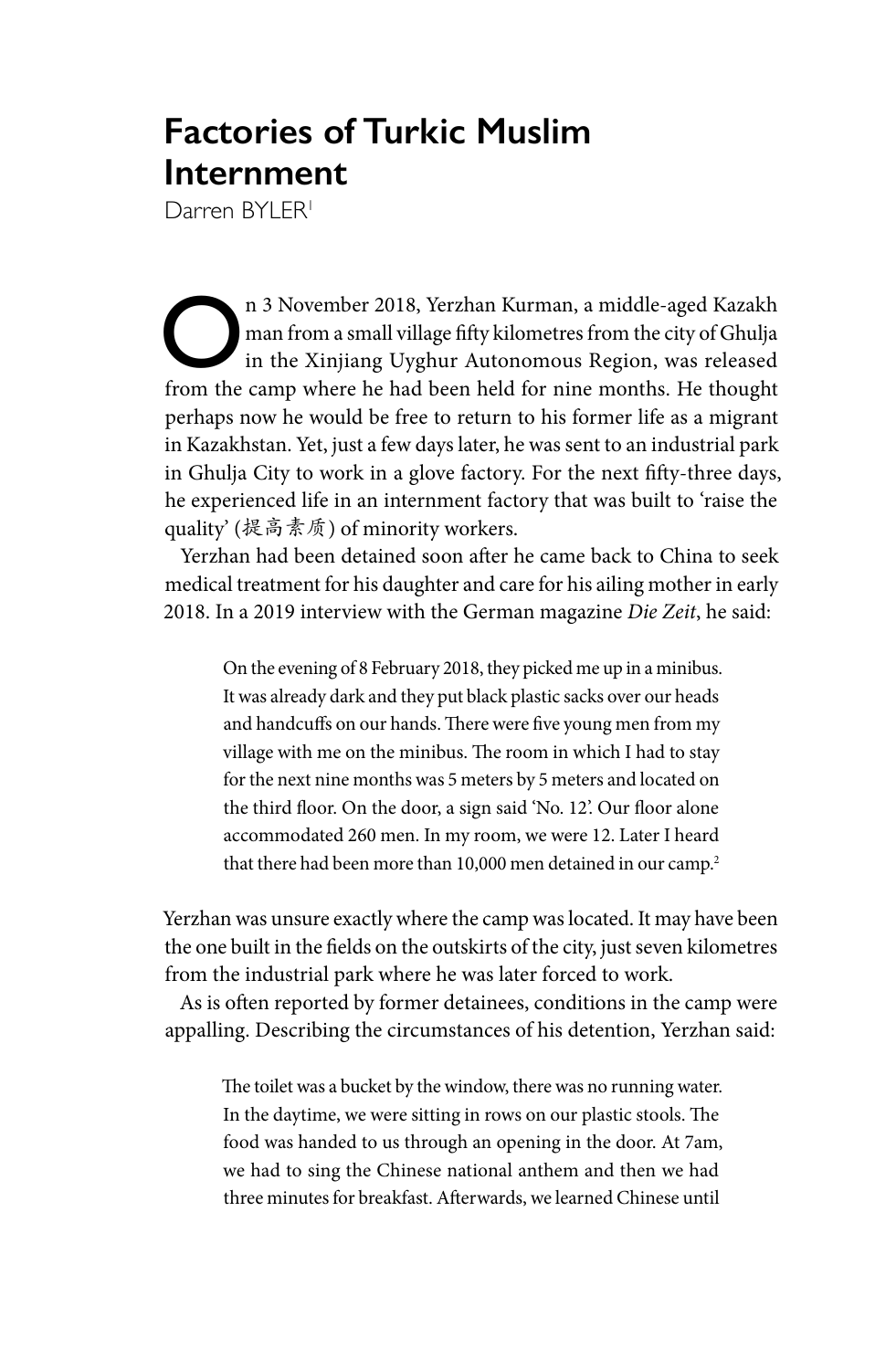# Factories of Turkic Muslim Internment

Darren BYLER[1]

On 3 November 2018, Yerzhan Kurman, a middle-aged Kazakh man from a small village fifty kilometres from the city of Ghulja in the Xinjiang Uyghur Autonomous Region, was released from the camp where he had been held for nine months. He thought perhaps now he would be free to return to his former life as a migrant in Kazakhstan. Yet, just a few days later, he was sent to an industrial park in Ghulja City to work in a glove factory. For the next fifty-three days, he experienced life in an internment factory that was built to 'raise the quality' (提高素质) of minority workers.

Yerzhan had been detained soon after he came back to China to seek medical treatment for his daughter and care for his ailing mother in early 2018. In a 2019 interview with the German magazine *Die Zeit*, he said:

> On the evening of 8 February 2018, they picked me up in a minibus. It was already dark and they put black plastic sacks over our heads and handcuffs on our hands. There were five young men from my village with me on the minibus. The room in which I had to stay for the next nine months was 5 meters by 5 meters and located on the third floor. On the door, a sign said 'No. 12'. Our floor alone accommodated 260 men. In my room, we were 12. Later I heard that there had been more than 10,000 men detained in our camp.[2]

Yerzhan was unsure exactly where the camp was located. It may have been the one built in the fields on the outskirts of the city, just seven kilometres from the industrial park where he was later forced to work.

As is often reported by former detainees, conditions in the camp were appalling. Describing the circumstances of his detention, Yerzhan said:

> The toilet was a bucket by the window, there was no running water. In the daytime, we were sitting in rows on our plastic stools. The food was handed to us through an opening in the door. At 7am, we had to sing the Chinese national anthem and then we had three minutes for breakfast. Afterwards, we learned Chinese until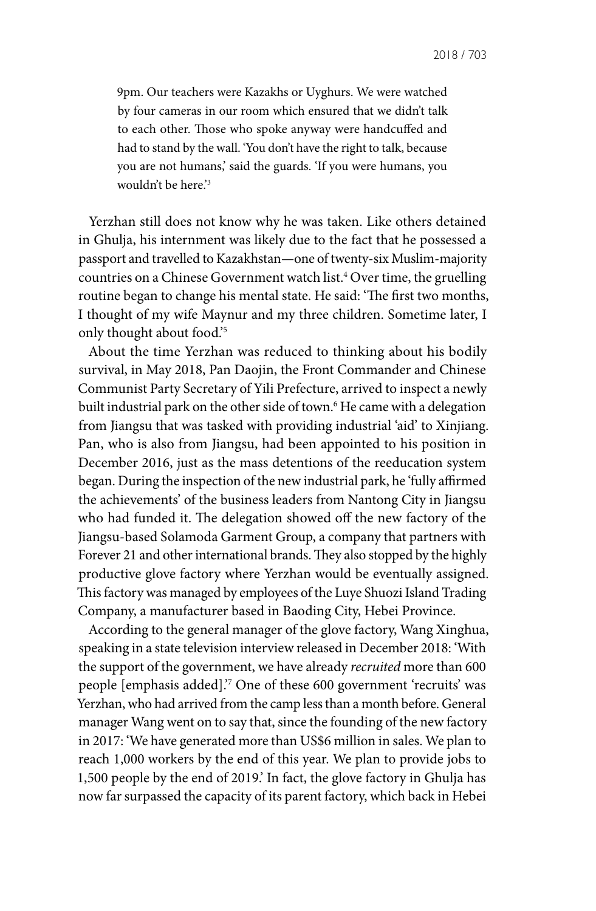> 9pm. Our teachers were Kazakhs or Uyghurs. We were watched by four cameras in our room which ensured that we didn't talk to each other. Those who spoke anyway were handcuffed and had to stand by the wall. 'You don't have the right to talk, because you are not humans,' said the guards. 'If you were humans, you wouldn't be here.'[3]

Yerzhan still does not know why he was taken. Like others detained in Ghulja, his internment was likely due to the fact that he possessed a passport and travelled to Kazakhstan—one of twenty-six Muslim-majority countries on a Chinese Government watch list.[4] Over time, the gruelling routine began to change his mental state. He said: 'The first two months, I thought of my wife Maynur and my three children. Sometime later, I only thought about food.'[5]

About the time Yerzhan was reduced to thinking about his bodily survival, in May 2018, Pan Daojin, the Front Commander and Chinese Communist Party Secretary of Yili Prefecture, arrived to inspect a newly built industrial park on the other side of town.[6] He came with a delegation from Jiangsu that was tasked with providing industrial 'aid' to Xinjiang. Pan, who is also from Jiangsu, had been appointed to his position in December 2016, just as the mass detentions of the reeducation system began. During the inspection of the new industrial park, he 'fully affirmed the achievements' of the business leaders from Nantong City in Jiangsu who had funded it. The delegation showed off the new factory of the Jiangsu-based Solamoda Garment Group, a company that partners with Forever 21 and other international brands. They also stopped by the highly productive glove factory where Yerzhan would be eventually assigned. This factory was managed by employees of the Luye Shuozi Island Trading Company, a manufacturer based in Baoding City, Hebei Province.

According to the general manager of the glove factory, Wang Xinghua, speaking in a state television interview released in December 2018: 'With the support of the government, we have already *recruited* more than 600 people [emphasis added].'[7] One of these 600 government 'recruits' was Yerzhan, who had arrived from the camp less than a month before. General manager Wang went on to say that, since the founding of the new factory in 2017: 'We have generated more than US$6 million in sales. We plan to reach 1,000 workers by the end of this year. We plan to provide jobs to 1,500 people by the end of 2019.' In fact, the glove factory in Ghulja has now far surpassed the capacity of its parent factory, which back in Hebei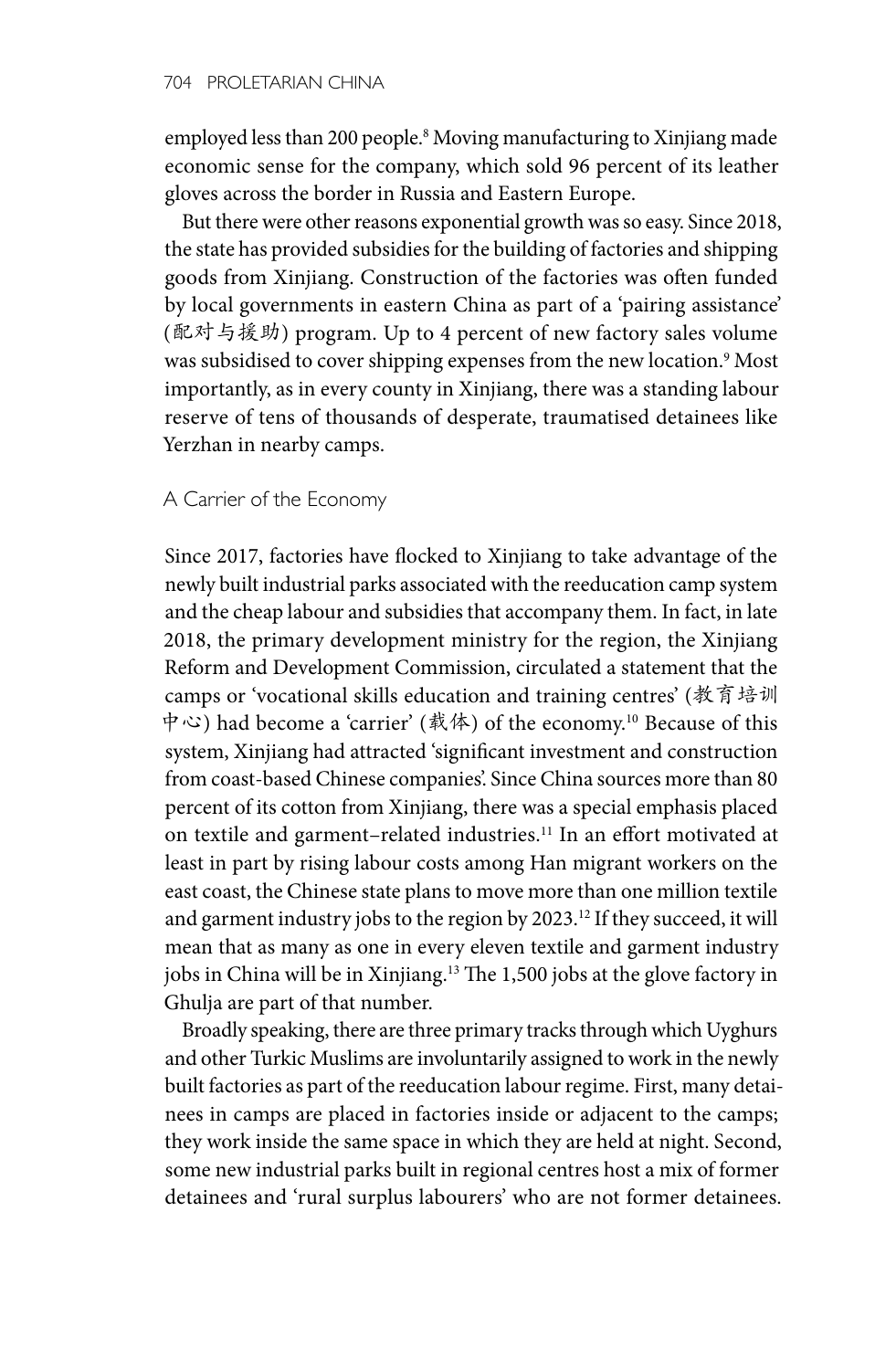employed less than 200 people.[8] Moving manufacturing to Xinjiang made economic sense for the company, which sold 96 percent of its leather gloves across the border in Russia and Eastern Europe.

But there were other reasons exponential growth was so easy. Since 2018, the state has provided subsidies for the building of factories and shipping goods from Xinjiang. Construction of the factories was often funded by local governments in eastern China as part of a 'pairing assistance' (配对与援助) program. Up to 4 percent of new factory sales volume was subsidised to cover shipping expenses from the new location.[9] Most importantly, as in every county in Xinjiang, there was a standing labour reserve of tens of thousands of desperate, traumatised detainees like Yerzhan in nearby camps.

## A Carrier of the Economy

Since 2017, factories have flocked to Xinjiang to take advantage of the newly built industrial parks associated with the reeducation camp system and the cheap labour and subsidies that accompany them. In fact, in late 2018, the primary development ministry for the region, the Xinjiang Reform and Development Commission, circulated a statement that the camps or 'vocational skills education and training centres' (教育培训中心) had become a 'carrier' (载体) of the economy.[10] Because of this system, Xinjiang had attracted 'significant investment and construction from coast-based Chinese companies'. Since China sources more than 80 percent of its cotton from Xinjiang, there was a special emphasis placed on textile and garment–related industries.[11] In an effort motivated at least in part by rising labour costs among Han migrant workers on the east coast, the Chinese state plans to move more than one million textile and garment industry jobs to the region by 2023.[12] If they succeed, it will mean that as many as one in every eleven textile and garment industry jobs in China will be in Xinjiang.[13] The 1,500 jobs at the glove factory in Ghulja are part of that number.

Broadly speaking, there are three primary tracks through which Uyghurs and other Turkic Muslims are involuntarily assigned to work in the newly built factories as part of the reeducation labour regime. First, many detainees in camps are placed in factories inside or adjacent to the camps; they work inside the same space in which they are held at night. Second, some new industrial parks built in regional centres host a mix of former detainees and 'rural surplus labourers' who are not former detainees.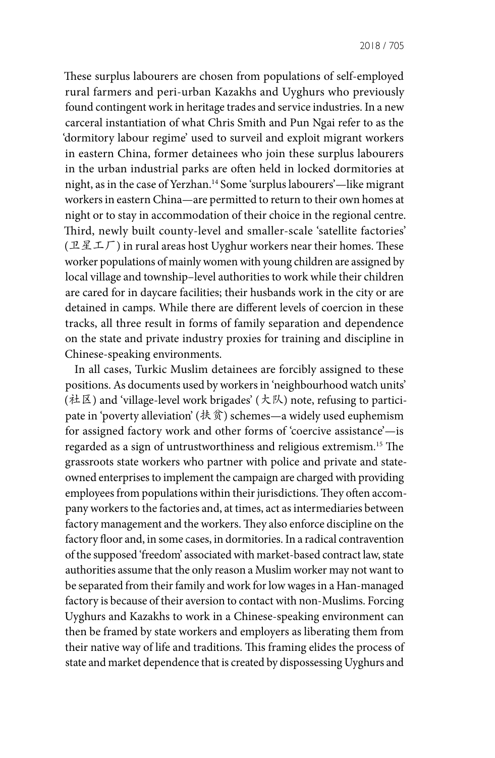These surplus labourers are chosen from populations of self-employed rural farmers and peri-urban Kazakhs and Uyghurs who previously found contingent work in heritage trades and service industries. In a new carceral instantiation of what Chris Smith and Pun Ngai refer to as the 'dormitory labour regime' used to surveil and exploit migrant workers in eastern China, former detainees who join these surplus labourers in the urban industrial parks are often held in locked dormitories at night, as in the case of Yerzhan.[14] Some 'surplus labourers'—like migrant workers in eastern China—are permitted to return to their own homes at night or to stay in accommodation of their choice in the regional centre. Third, newly built county-level and smaller-scale 'satellite factories' (卫星工厂) in rural areas host Uyghur workers near their homes. These worker populations of mainly women with young children are assigned by local village and township–level authorities to work while their children are cared for in daycare facilities; their husbands work in the city or are detained in camps. While there are different levels of coercion in these tracks, all three result in forms of family separation and dependence on the state and private industry proxies for training and discipline in Chinese-speaking environments.

In all cases, Turkic Muslim detainees are forcibly assigned to these positions. As documents used by workers in 'neighbourhood watch units' (社区) and 'village-level work brigades' (大队) note, refusing to participate in 'poverty alleviation' (扶贫) schemes—a widely used euphemism for assigned factory work and other forms of 'coercive assistance'—is regarded as a sign of untrustworthiness and religious extremism.[15] The grassroots state workers who partner with police and private and state-owned enterprises to implement the campaign are charged with providing employees from populations within their jurisdictions. They often accompany workers to the factories and, at times, act as intermediaries between factory management and the workers. They also enforce discipline on the factory floor and, in some cases, in dormitories. In a radical contravention of the supposed 'freedom' associated with market-based contract law, state authorities assume that the only reason a Muslim worker may not want to be separated from their family and work for low wages in a Han-managed factory is because of their aversion to contact with non-Muslims. Forcing Uyghurs and Kazakhs to work in a Chinese-speaking environment can then be framed by state workers and employers as liberating them from their native way of life and traditions. This framing elides the process of state and market dependence that is created by dispossessing Uyghurs and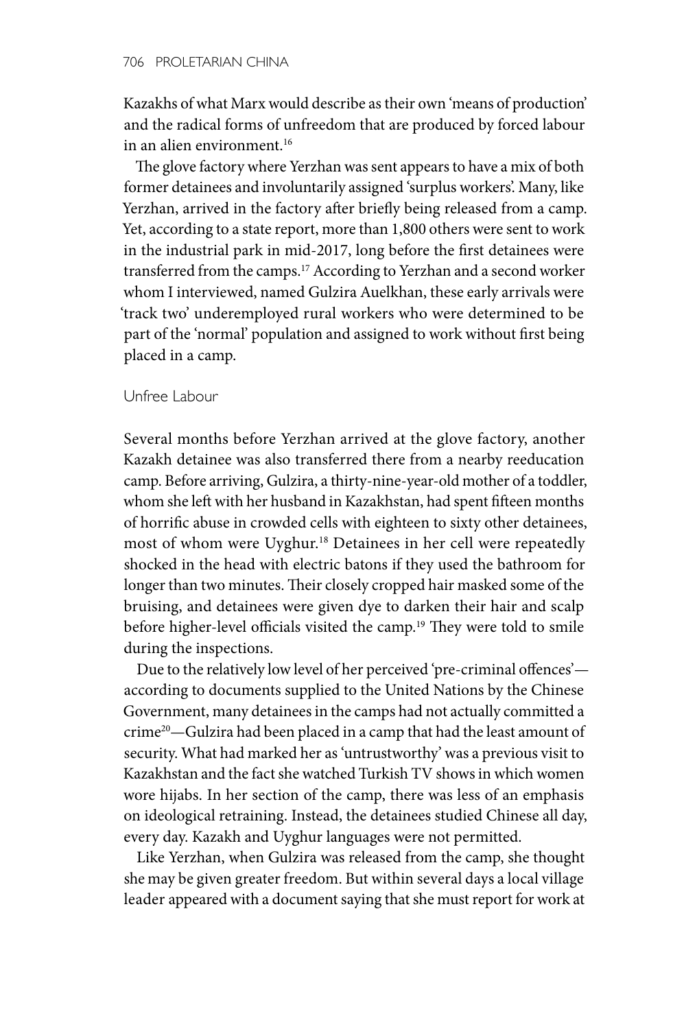Kazakhs of what Marx would describe as their own 'means of production' and the radical forms of unfreedom that are produced by forced labour in an alien environment.[16]

The glove factory where Yerzhan was sent appears to have a mix of both former detainees and involuntarily assigned 'surplus workers'. Many, like Yerzhan, arrived in the factory after briefly being released from a camp. Yet, according to a state report, more than 1,800 others were sent to work in the industrial park in mid-2017, long before the first detainees were transferred from the camps.[17] According to Yerzhan and a second worker whom I interviewed, named Gulzira Auelkhan, these early arrivals were 'track two' underemployed rural workers who were determined to be part of the 'normal' population and assigned to work without first being placed in a camp.

## Unfree Labour

Several months before Yerzhan arrived at the glove factory, another Kazakh detainee was also transferred there from a nearby reeducation camp. Before arriving, Gulzira, a thirty-nine-year-old mother of a toddler, whom she left with her husband in Kazakhstan, had spent fifteen months of horrific abuse in crowded cells with eighteen to sixty other detainees, most of whom were Uyghur.[18] Detainees in her cell were repeatedly shocked in the head with electric batons if they used the bathroom for longer than two minutes. Their closely cropped hair masked some of the bruising, and detainees were given dye to darken their hair and scalp before higher-level officials visited the camp.[19] They were told to smile during the inspections.

Due to the relatively low level of her perceived 'pre-criminal offences'—according to documents supplied to the United Nations by the Chinese Government, many detainees in the camps had not actually committed a crime[20]—Gulzira had been placed in a camp that had the least amount of security. What had marked her as 'untrustworthy' was a previous visit to Kazakhstan and the fact she watched Turkish TV shows in which women wore hijabs. In her section of the camp, there was less of an emphasis on ideological retraining. Instead, the detainees studied Chinese all day, every day. Kazakh and Uyghur languages were not permitted.

Like Yerzhan, when Gulzira was released from the camp, she thought she may be given greater freedom. But within several days a local village leader appeared with a document saying that she must report for work at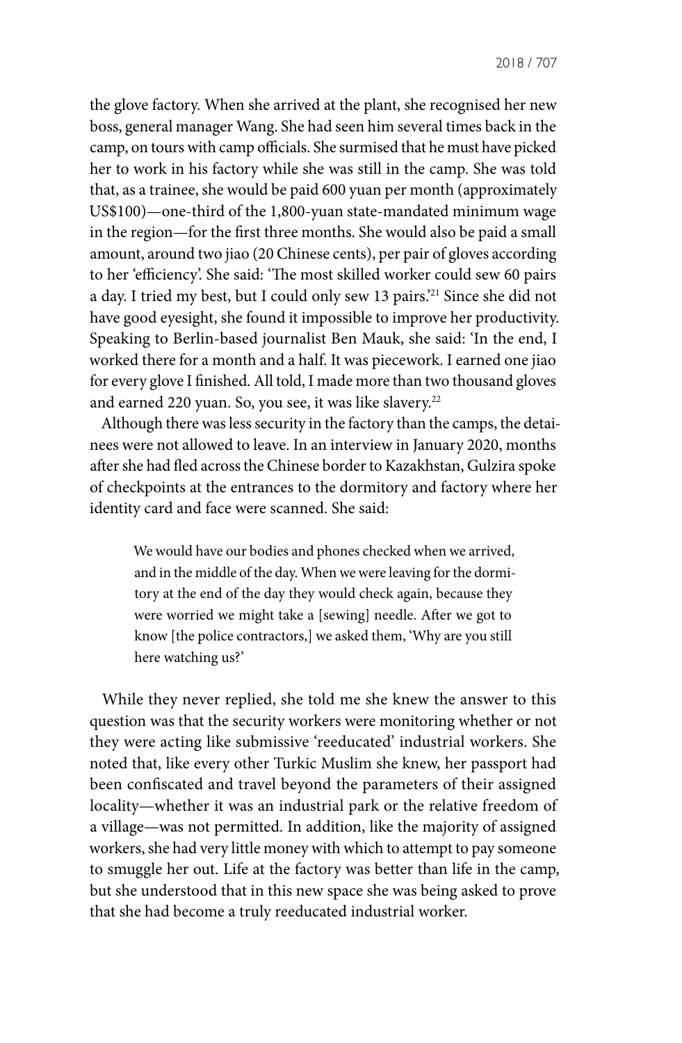the glove factory. When she arrived at the plant, she recognised her new boss, general manager Wang. She had seen him several times back in the camp, on tours with camp officials. She surmised that he must have picked her to work in his factory while she was still in the camp. She was told that, as a trainee, she would be paid 600 yuan per month (approximately US$100)—one-third of the 1,800-yuan state-mandated minimum wage in the region—for the first three months. She would also be paid a small amount, around two jiao (20 Chinese cents), per pair of gloves according to her 'efficiency'. She said: 'The most skilled worker could sew 60 pairs a day. I tried my best, but I could only sew 13 pairs.'[21] Since she did not have good eyesight, she found it impossible to improve her productivity. Speaking to Berlin-based journalist Ben Mauk, she said: 'In the end, I worked there for a month and a half. It was piecework. I earned one jiao for every glove I finished. All told, I made more than two thousand gloves and earned 220 yuan. So, you see, it was like slavery.[22]

Although there was less security in the factory than the camps, the detainees were not allowed to leave. In an interview in January 2020, months after she had fled across the Chinese border to Kazakhstan, Gulzira spoke of checkpoints at the entrances to the dormitory and factory where her identity card and face were scanned. She said:

> We would have our bodies and phones checked when we arrived, and in the middle of the day. When we were leaving for the dormitory at the end of the day they would check again, because they were worried we might take a [sewing] needle. After we got to know [the police contractors,] we asked them, 'Why are you still here watching us?'

While they never replied, she told me she knew the answer to this question was that the security workers were monitoring whether or not they were acting like submissive 'reeducated' industrial workers. She noted that, like every other Turkic Muslim she knew, her passport had been confiscated and travel beyond the parameters of their assigned locality—whether it was an industrial park or the relative freedom of a village—was not permitted. In addition, like the majority of assigned workers, she had very little money with which to attempt to pay someone to smuggle her out. Life at the factory was better than life in the camp, but she understood that in this new space she was being asked to prove that she had become a truly reeducated industrial worker.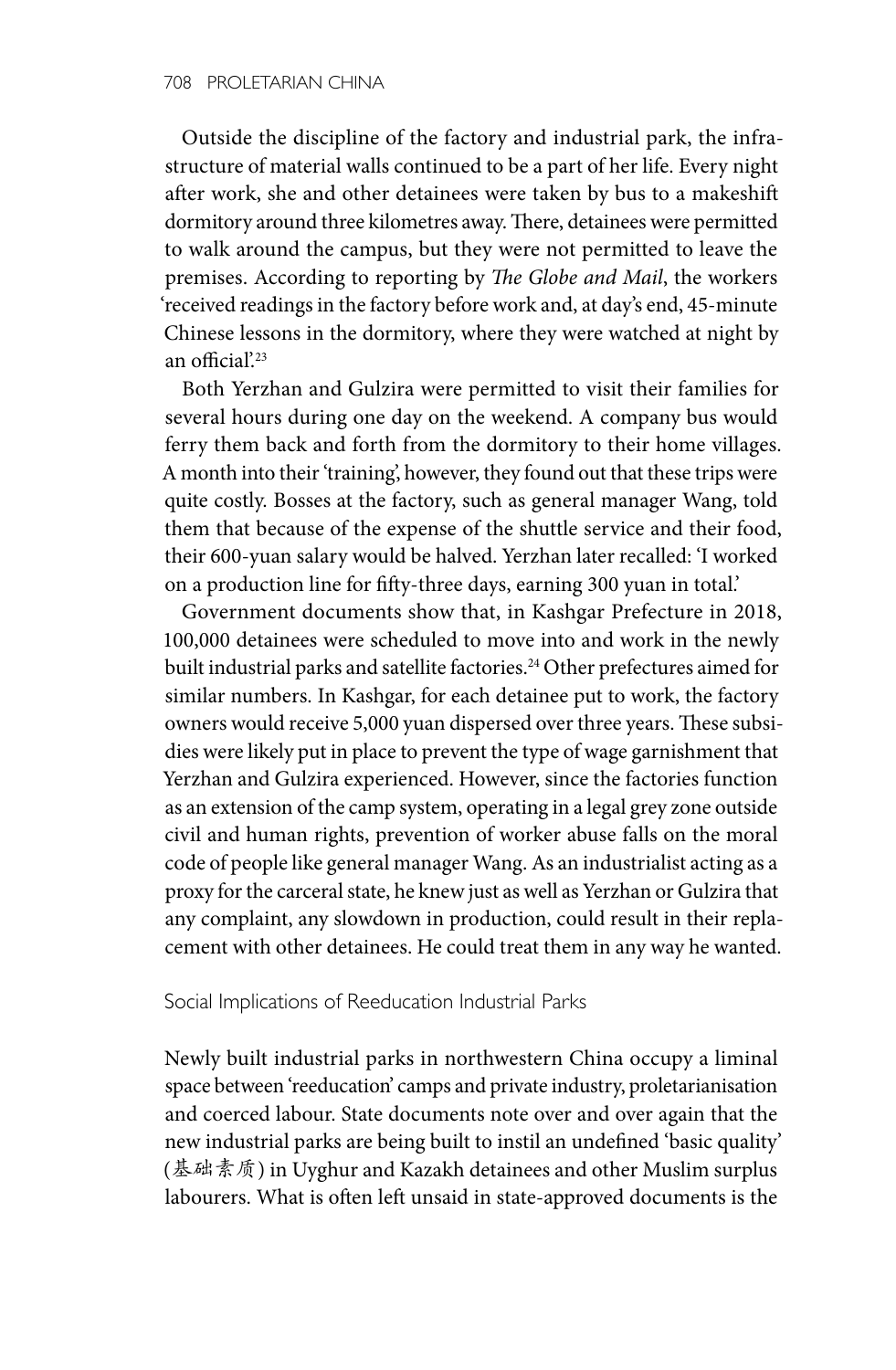Outside the discipline of the factory and industrial park, the infrastructure of material walls continued to be a part of her life. Every night after work, she and other detainees were taken by bus to a makeshift dormitory around three kilometres away. There, detainees were permitted to walk around the campus, but they were not permitted to leave the premises. According to reporting by *The Globe and Mail*, the workers 'received readings in the factory before work and, at day's end, 45-minute Chinese lessons in the dormitory, where they were watched at night by an official'.[23]

Both Yerzhan and Gulzira were permitted to visit their families for several hours during one day on the weekend. A company bus would ferry them back and forth from the dormitory to their home villages. A month into their 'training', however, they found out that these trips were quite costly. Bosses at the factory, such as general manager Wang, told them that because of the expense of the shuttle service and their food, their 600-yuan salary would be halved. Yerzhan later recalled: 'I worked on a production line for fifty-three days, earning 300 yuan in total.'

Government documents show that, in Kashgar Prefecture in 2018, 100,000 detainees were scheduled to move into and work in the newly built industrial parks and satellite factories.[24] Other prefectures aimed for similar numbers. In Kashgar, for each detainee put to work, the factory owners would receive 5,000 yuan dispersed over three years. These subsidies were likely put in place to prevent the type of wage garnishment that Yerzhan and Gulzira experienced. However, since the factories function as an extension of the camp system, operating in a legal grey zone outside civil and human rights, prevention of worker abuse falls on the moral code of people like general manager Wang. As an industrialist acting as a proxy for the carceral state, he knew just as well as Yerzhan or Gulzira that any complaint, any slowdown in production, could result in their replacement with other detainees. He could treat them in any way he wanted.

## Social Implications of Reeducation Industrial Parks

Newly built industrial parks in northwestern China occupy a liminal space between 'reeducation' camps and private industry, proletarianisation and coerced labour. State documents note over and over again that the new industrial parks are being built to instil an undefined 'basic quality' (基础素质) in Uyghur and Kazakh detainees and other Muslim surplus labourers. What is often left unsaid in state-approved documents is the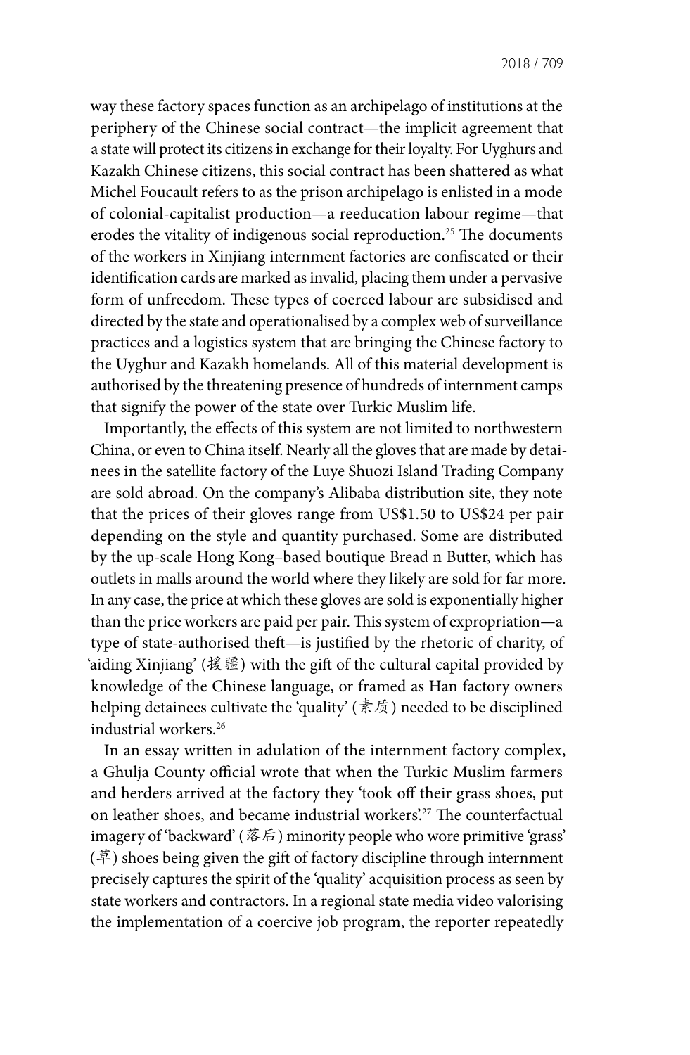way these factory spaces function as an archipelago of institutions at the periphery of the Chinese social contract—the implicit agreement that a state will protect its citizens in exchange for their loyalty. For Uyghurs and Kazakh Chinese citizens, this social contract has been shattered as what Michel Foucault refers to as the prison archipelago is enlisted in a mode of colonial-capitalist production—a reeducation labour regime—that erodes the vitality of indigenous social reproduction.[25] The documents of the workers in Xinjiang internment factories are confiscated or their identification cards are marked as invalid, placing them under a pervasive form of unfreedom. These types of coerced labour are subsidised and directed by the state and operationalised by a complex web of surveillance practices and a logistics system that are bringing the Chinese factory to the Uyghur and Kazakh homelands. All of this material development is authorised by the threatening presence of hundreds of internment camps that signify the power of the state over Turkic Muslim life.

Importantly, the effects of this system are not limited to northwestern China, or even to China itself. Nearly all the gloves that are made by detainees in the satellite factory of the Luye Shuozi Island Trading Company are sold abroad. On the company's Alibaba distribution site, they note that the prices of their gloves range from US$1.50 to US$24 per pair depending on the style and quantity purchased. Some are distributed by the up-scale Hong Kong–based boutique Bread n Butter, which has outlets in malls around the world where they likely are sold for far more. In any case, the price at which these gloves are sold is exponentially higher than the price workers are paid per pair. This system of expropriation—a type of state-authorised theft—is justified by the rhetoric of charity, of 'aiding Xinjiang' (援疆) with the gift of the cultural capital provided by knowledge of the Chinese language, or framed as Han factory owners helping detainees cultivate the 'quality' (素质) needed to be disciplined industrial workers.[26]

In an essay written in adulation of the internment factory complex, a Ghulja County official wrote that when the Turkic Muslim farmers and herders arrived at the factory they 'took off their grass shoes, put on leather shoes, and became industrial workers'.[27] The counterfactual imagery of 'backward' (落后) minority people who wore primitive 'grass' (草) shoes being given the gift of factory discipline through internment precisely captures the spirit of the 'quality' acquisition process as seen by state workers and contractors. In a regional state media video valorising the implementation of a coercive job program, the reporter repeatedly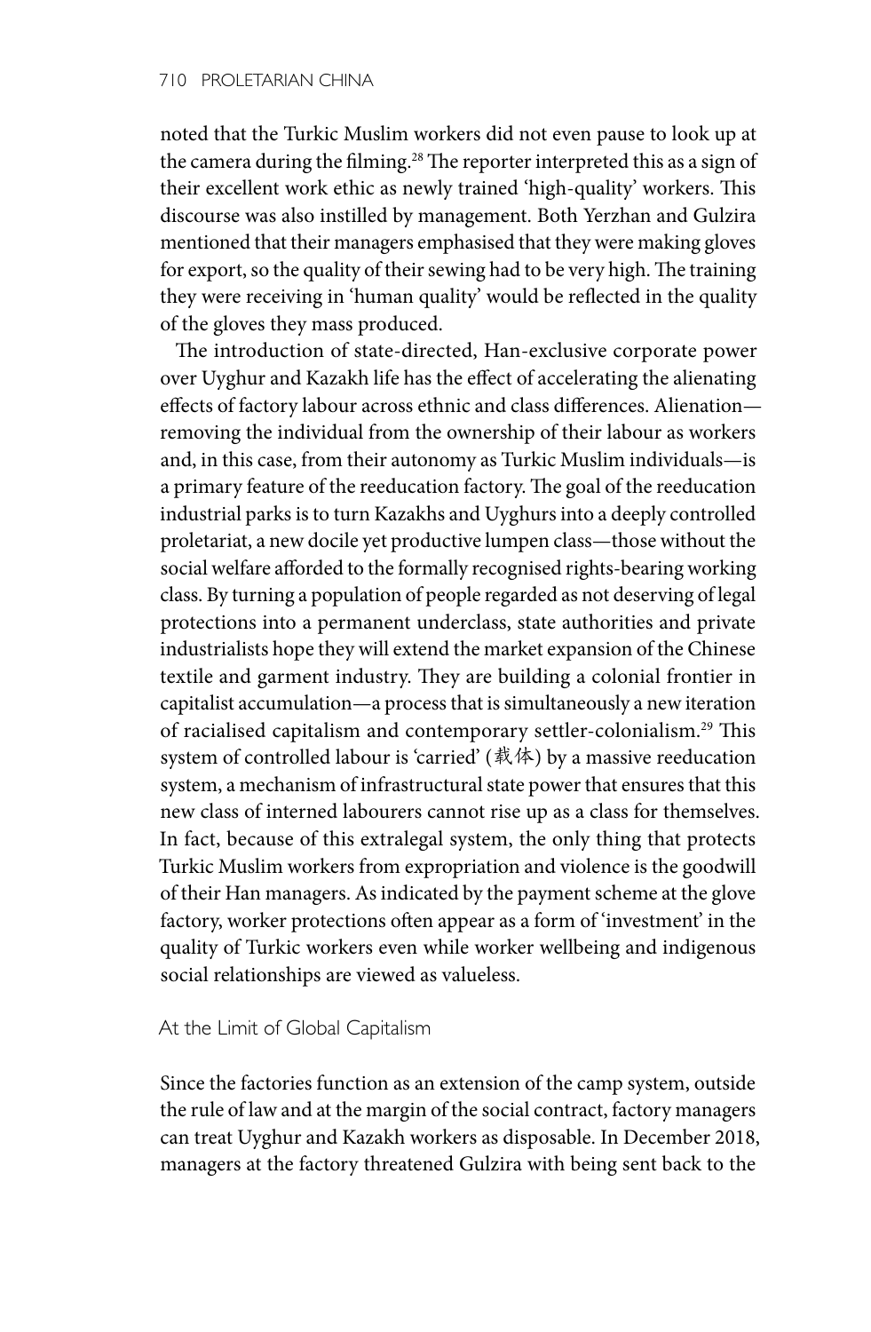noted that the Turkic Muslim workers did not even pause to look up at the camera during the filming.[28] The reporter interpreted this as a sign of their excellent work ethic as newly trained 'high-quality' workers. This discourse was also instilled by management. Both Yerzhan and Gulzira mentioned that their managers emphasised that they were making gloves for export, so the quality of their sewing had to be very high. The training they were receiving in 'human quality' would be reflected in the quality of the gloves they mass produced.

The introduction of state-directed, Han-exclusive corporate power over Uyghur and Kazakh life has the effect of accelerating the alienating effects of factory labour across ethnic and class differences. Alienation—removing the individual from the ownership of their labour as workers and, in this case, from their autonomy as Turkic Muslim individuals—is a primary feature of the reeducation factory. The goal of the reeducation industrial parks is to turn Kazakhs and Uyghurs into a deeply controlled proletariat, a new docile yet productive lumpen class—those without the social welfare afforded to the formally recognised rights-bearing working class. By turning a population of people regarded as not deserving of legal protections into a permanent underclass, state authorities and private industrialists hope they will extend the market expansion of the Chinese textile and garment industry. They are building a colonial frontier in capitalist accumulation—a process that is simultaneously a new iteration of racialised capitalism and contemporary settler-colonialism.[29] This system of controlled labour is 'carried' (载体) by a massive reeducation system, a mechanism of infrastructural state power that ensures that this new class of interned labourers cannot rise up as a class for themselves. In fact, because of this extralegal system, the only thing that protects Turkic Muslim workers from expropriation and violence is the goodwill of their Han managers. As indicated by the payment scheme at the glove factory, worker protections often appear as a form of 'investment' in the quality of Turkic workers even while worker wellbeing and indigenous social relationships are viewed as valueless.

## At the Limit of Global Capitalism

Since the factories function as an extension of the camp system, outside the rule of law and at the margin of the social contract, factory managers can treat Uyghur and Kazakh workers as disposable. In December 2018, managers at the factory threatened Gulzira with being sent back to the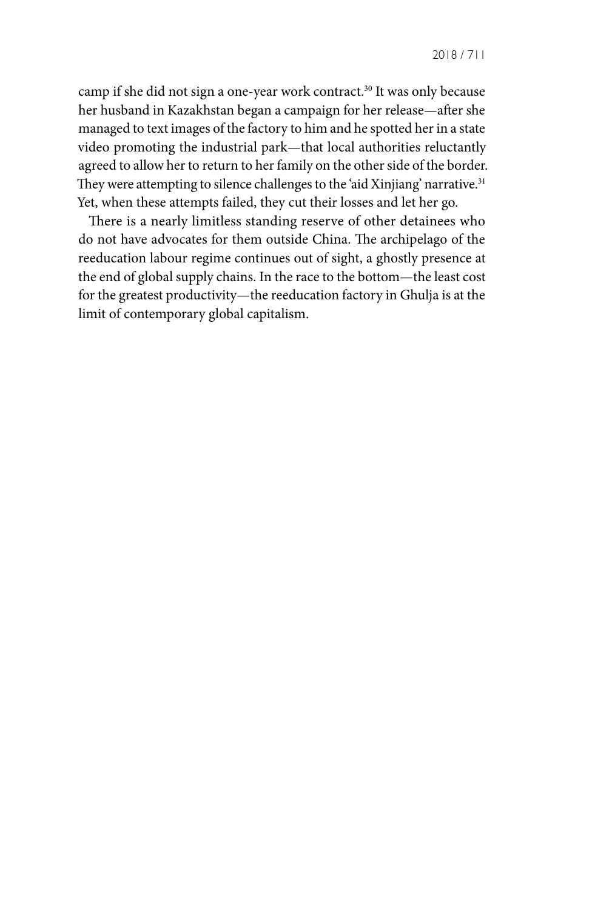camp if she did not sign a one-year work contract.[30] It was only because her husband in Kazakhstan began a campaign for her release—after she managed to text images of the factory to him and he spotted her in a state video promoting the industrial park—that local authorities reluctantly agreed to allow her to return to her family on the other side of the border. They were attempting to silence challenges to the 'aid Xinjiang' narrative.[31] Yet, when these attempts failed, they cut their losses and let her go.

There is a nearly limitless standing reserve of other detainees who do not have advocates for them outside China. The archipelago of the reeducation labour regime continues out of sight, a ghostly presence at the end of global supply chains. In the race to the bottom—the least cost for the greatest productivity—the reeducation factory in Ghulja is at the limit of contemporary global capitalism.